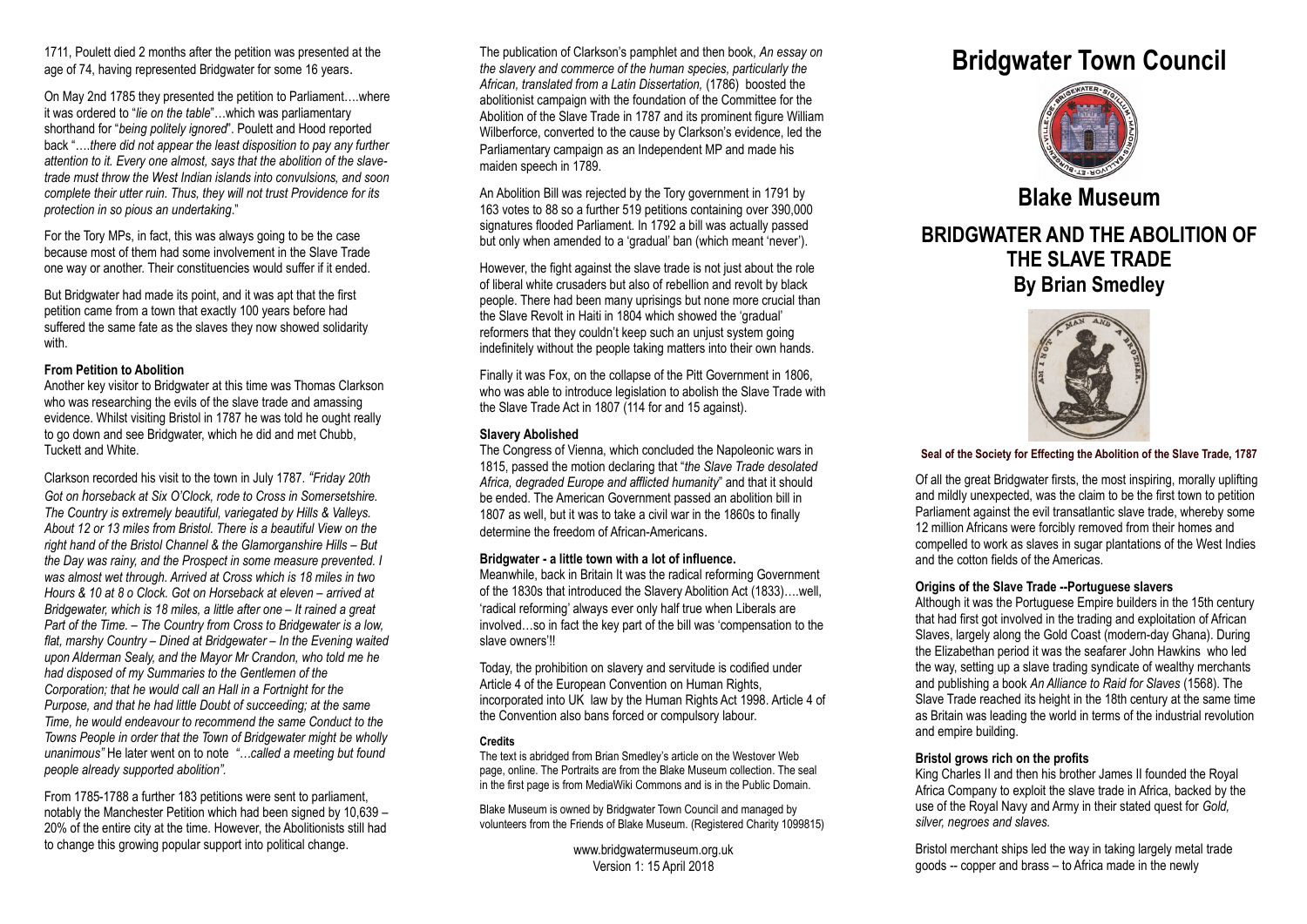1711, Poulett died 2 months after the petition was presented at the age of 74, having represented Bridgwater for some 16 years.

On May 2nd 1785 they presented the petition to Parliament….where it was ordered to "*lie on the table*"…which was parliamentary shorthand for "*being politely ignored*". Poulett and Hood reported back "….*there did not appear the least disposition to pay any further attention to it. Every one almost, says that the abolition of the slave-trade must throw the West Indian islands into convulsions, and soon complete their utter ruin. Thus, they will not trust Providence for its protection in so pious an undertaking*."

For the Tory MPs, in fact, this was always going to be the case because most of them had some involvement in the Slave Trade one way or another. Their constituencies would suffer if it ended.

But Bridgwater had made its point, and it was apt that the first petition came from a town that exactly 100 years before had suffered the same fate as the slaves they now showed solidarity with.

**From Petition to Abolition**

Another key visitor to Bridgwater at this time was Thomas Clarkson who was researching the evils of the slave trade and amassing evidence. Whilst visiting Bristol in 1787 he was told he ought really to go down and see Bridgwater, which he did and met Chubb, Tuckett and White.

Clarkson recorded his visit to the town in July 1787. *"Friday 20th Got on horseback at Six O'Clock, rode to Cross in Somersetshire. The Country is extremely beautiful, variegated by Hills & Valleys. About 12 or 13 miles from Bristol. There is a beautiful View on the right hand of the Bristol Channel & the Glamorganshire Hills – But the Day was rainy, and the Prospect in some measure prevented. I was almost wet through. Arrived at Cross which is 18 miles in two Hours & 10 at 8 o Clock. Got on Horseback at eleven – arrived at Bridgewater, which is 18 miles, a little after one – It rained a great Part of the Time. – The Country from Cross to Bridgewater is a low, flat, marshy Country – Dined at Bridgewater – In the Evening waited upon Alderman Sealy, and the Mayor Mr Crandon, who told me he had disposed of my Summaries to the Gentlemen of the Corporation; that he would call an Hall in a Fortnight for the Purpose, and that he had little Doubt of succeeding; at the same Time, he would endeavour to recommend the same Conduct to the Towns People in order that the Town of Bridgewater might be wholly unanimous"* He later went on to note *"…called a meeting but found people already supported abolition".*

From 1785-1788 a further 183 petitions were sent to parliament, notably the Manchester Petition which had been signed by 10,639 – 20% of the entire city at the time. However, the Abolitionists still had to change this growing popular support into political change.

The publication of Clarkson's pamphlet and then book, *An essay on the slavery and commerce of the human species, particularly the African, translated from a Latin Dissertation,* (1786) boosted the abolitionist campaign with the foundation of the Committee for the Abolition of the Slave Trade in 1787 and its prominent figure William Wilberforce, converted to the cause by Clarkson's evidence, led the Parliamentary campaign as an Independent MP and made his maiden speech in 1789.

An Abolition Bill was rejected by the Tory government in 1791 by 163 votes to 88 so a further 519 petitions containing over 390,000 signatures flooded Parliament. In 1792 a bill was actually passed but only when amended to a 'gradual' ban (which meant 'never').

However, the fight against the slave trade is not just about the role of liberal white crusaders but also of rebellion and revolt by black people. There had been many uprisings but none more crucial than the Slave Revolt in Haiti in 1804 which showed the 'gradual' reformers that they couldn't keep such an unjust system going indefinitely without the people taking matters into their own hands.

Finally it was Fox, on the collapse of the Pitt Government in 1806, who was able to introduce legislation to abolish the Slave Trade with the Slave Trade Act in 1807 (114 for and 15 against).

**Slavery Abolished**

The Congress of Vienna, which concluded the Napoleonic wars in 1815, passed the motion declaring that "*the Slave Trade desolated Africa, degraded Europe and afflicted humanity*" and that it should be ended. The American Government passed an abolition bill in 1807 as well, but it was to take a civil war in the 1860s to finally determine the freedom of African-Americans.

**Bridgwater - a little town with a lot of influence.**

Meanwhile, back in Britain It was the radical reforming Government of the 1830s that introduced the Slavery Abolition Act (1833)….well, 'radical reforming' always ever only half true when Liberals are involved…so in fact the key part of the bill was 'compensation to the slave owners'!!

Today, the prohibition on slavery and servitude is codified under Article 4 of the European Convention on Human Rights, incorporated into UK law by the Human Rights Act 1998. Article 4 of the Convention also bans forced or compulsory labour.

**Credits**

The text is abridged from Brian Smedley's article on the Westover Web page, online. The Portraits are from the Blake Museum collection. The seal in the first page is from MediaWiki Commons and is in the Public Domain.

Blake Museum is owned by Bridgwater Town Council and managed by volunteers from the Friends of Blake Museum. (Registered Charity 1099815)

www.bridgwatermuseum.org.uk
Version 1: 15 April 2018

# Bridgwater Town Council

## Blake Museum

## BRIDGWATER AND THE ABOLITION OF THE SLAVE TRADE
## By Brian Smedley

**Seal of the Society for Effecting the Abolition of the Slave Trade, 1787**

Of all the great Bridgwater firsts, the most inspiring, morally uplifting and mildly unexpected, was the claim to be the first town to petition Parliament against the evil transatlantic slave trade, whereby some 12 million Africans were forcibly removed from their homes and compelled to work as slaves in sugar plantations of the West Indies and the cotton fields of the Americas.

**Origins of the Slave Trade --Portuguese slavers**

Although it was the Portuguese Empire builders in the 15th century that had first got involved in the trading and exploitation of African Slaves, largely along the Gold Coast (modern-day Ghana). During the Elizabethan period it was the seafarer John Hawkins who led the way, setting up a slave trading syndicate of wealthy merchants and publishing a book *An Alliance to Raid for Slaves* (1568). The Slave Trade reached its height in the 18th century at the same time as Britain was leading the world in terms of the industrial revolution and empire building.

**Bristol grows rich on the profits**

King Charles II and then his brother James II founded the Royal Africa Company to exploit the slave trade in Africa, backed by the use of the Royal Navy and Army in their stated quest for *Gold, silver, negroes and slaves.*

Bristol merchant ships led the way in taking largely metal trade goods -- copper and brass – to Africa made in the newly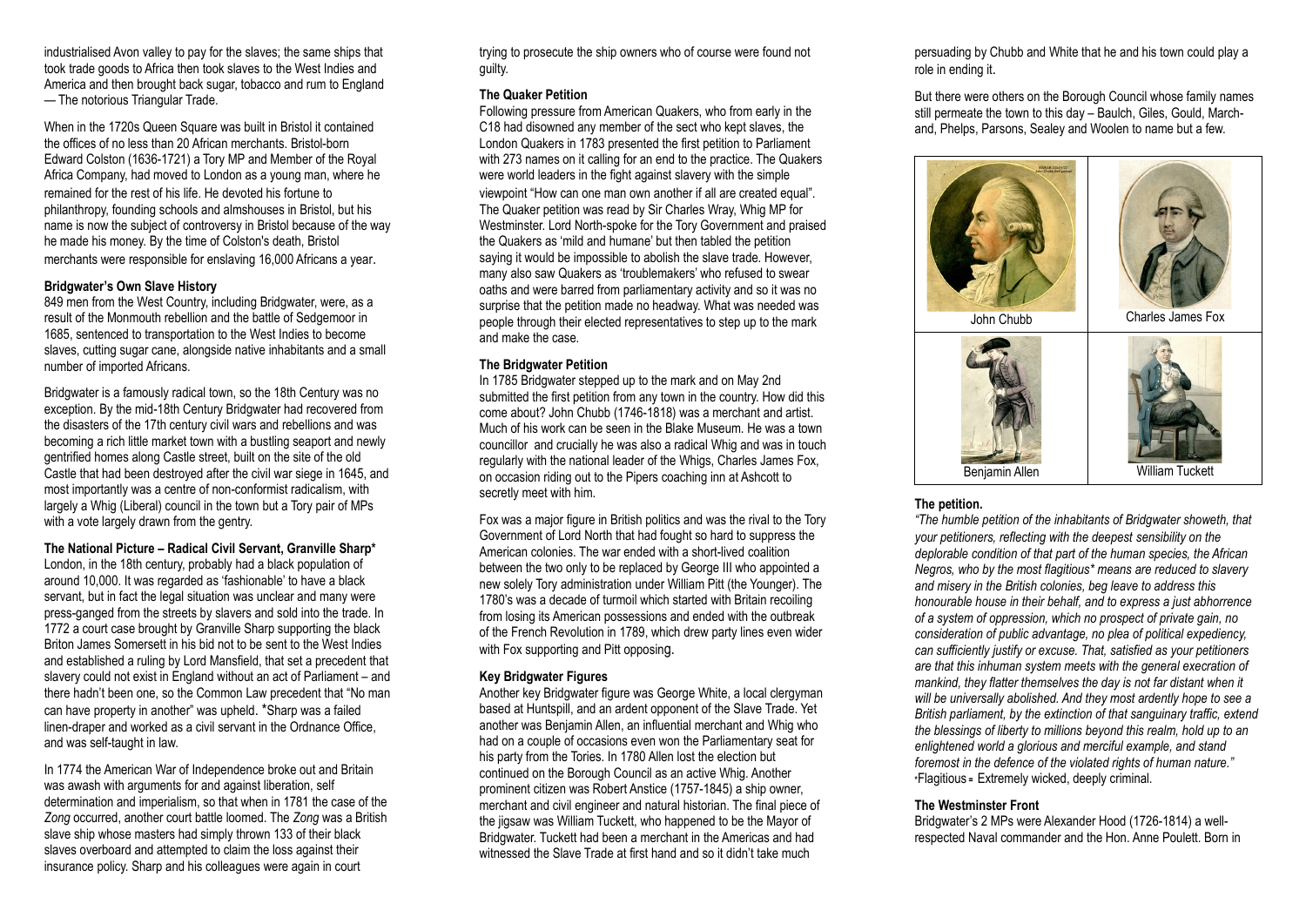industrialised Avon valley to pay for the slaves; the same ships that took trade goods to Africa then took slaves to the West Indies and America and then brought back sugar, tobacco and rum to England — The notorious Triangular Trade.

When in the 1720s Queen Square was built in Bristol it contained the offices of no less than 20 African merchants. Bristol-born Edward Colston (1636-1721) a Tory MP and Member of the Royal Africa Company, had moved to London as a young man, where he remained for the rest of his life. He devoted his fortune to philanthropy, founding schools and almshouses in Bristol, but his name is now the subject of controversy in Bristol because of the way he made his money. By the time of Colston's death, Bristol merchants were responsible for enslaving 16,000 Africans a year.

**Bridgwater's Own Slave History**

849 men from the West Country, including Bridgwater, were, as a result of the Monmouth rebellion and the battle of Sedgemoor in 1685, sentenced to transportation to the West Indies to become slaves, cutting sugar cane, alongside native inhabitants and a small number of imported Africans.

Bridgwater is a famously radical town, so the 18th Century was no exception. By the mid-18th Century Bridgwater had recovered from the disasters of the 17th century civil wars and rebellions and was becoming a rich little market town with a bustling seaport and newly gentrified homes along Castle street, built on the site of the old Castle that had been destroyed after the civil war siege in 1645, and most importantly was a centre of non-conformist radicalism, with largely a Whig (Liberal) council in the town but a Tory pair of MPs with a vote largely drawn from the gentry.

**The National Picture – Radical Civil Servant, Granville Sharp***

London, in the 18th century, probably had a black population of around 10,000. It was regarded as 'fashionable' to have a black servant, but in fact the legal situation was unclear and many were press-ganged from the streets by slavers and sold into the trade. In 1772 a court case brought by Granville Sharp supporting the black Briton James Somersett in his bid not to be sent to the West Indies and established a ruling by Lord Mansfield, that set a precedent that slavery could not exist in England without an act of Parliament – and there hadn't been one, so the Common Law precedent that "No man can have property in another" was upheld. *Sharp was a failed linen-draper and worked as a civil servant in the Ordnance Office, and was self-taught in law.

In 1774 the American War of Independence broke out and Britain was awash with arguments for and against liberation, self determination and imperialism, so that when in 1781 the case of the *Zong* occurred, another court battle loomed. The *Zong* was a British slave ship whose masters had simply thrown 133 of their black slaves overboard and attempted to claim the loss against their insurance policy. Sharp and his colleagues were again in court trying to prosecute the ship owners who of course were found not guilty.

**The Quaker Petition**

Following pressure from American Quakers, who from early in the C18 had disowned any member of the sect who kept slaves, the London Quakers in 1783 presented the first petition to Parliament with 273 names on it calling for an end to the practice. The Quakers were world leaders in the fight against slavery with the simple viewpoint "How can one man own another if all are created equal". The Quaker petition was read by Sir Charles Wray, Whig MP for Westminster. Lord North-spoke for the Tory Government and praised the Quakers as 'mild and humane' but then tabled the petition saying it would be impossible to abolish the slave trade. However, many also saw Quakers as 'troublemakers' who refused to swear oaths and were barred from parliamentary activity and so it was no surprise that the petition made no headway. What was needed was people through their elected representatives to step up to the mark and make the case.

**The Bridgwater Petition**

In 1785 Bridgwater stepped up to the mark and on May 2nd submitted the first petition from any town in the country. How did this come about? John Chubb (1746-1818) was a merchant and artist. Much of his work can be seen in the Blake Museum. He was a town councillor and crucially he was also a radical Whig and was in touch regularly with the national leader of the Whigs, Charles James Fox, on occasion riding out to the Pipers coaching inn at Ashcott to secretly meet with him.

Fox was a major figure in British politics and was the rival to the Tory Government of Lord North that had fought so hard to suppress the American colonies. The war ended with a short-lived coalition between the two only to be replaced by George III who appointed a new solely Tory administration under William Pitt (the Younger). The 1780's was a decade of turmoil which started with Britain recoiling from losing its American possessions and ended with the outbreak of the French Revolution in 1789, which drew party lines even wider with Fox supporting and Pitt opposing.

**Key Bridgwater Figures**

Another key Bridgwater figure was George White, a local clergyman based at Huntspill, and an ardent opponent of the Slave Trade. Yet another was Benjamin Allen, an influential merchant and Whig who had on a couple of occasions even won the Parliamentary seat for his party from the Tories. In 1780 Allen lost the election but continued on the Borough Council as an active Whig. Another prominent citizen was Robert Anstice (1757-1845) a ship owner, merchant and civil engineer and natural historian. The final piece of the jigsaw was William Tuckett, who happened to be the Mayor of Bridgwater. Tuckett had been a merchant in the Americas and had witnessed the Slave Trade at first hand and so it didn't take much persuading by Chubb and White that he and his town could play a role in ending it.

But there were others on the Borough Council whose family names still permeate the town to this day – Baulch, Giles, Gould, March-and, Phelps, Parsons, Sealey and Woolen to name but a few.

John Chubb

Charles James Fox

Benjamin Allen

William Tuckett

**The petition.**

*"The humble petition of the inhabitants of Bridgwater showeth, that your petitioners, reflecting with the deepest sensibility on the deplorable condition of that part of the human species, the African Negros, who by the most flagitious* means are reduced to slavery and misery in the British colonies, beg leave to address this honourable house in their behalf, and to express a just abhorrence of a system of oppression, which no prospect of private gain, no consideration of public advantage, no plea of political expediency, can sufficiently justify or excuse. That, satisfied as your petitioners are that this inhuman system meets with the general execration of mankind, they flatter themselves the day is not far distant when it will be universally abolished. And they most ardently hope to see a British parliament, by the extinction of that sanguinary traffic, extend the blessings of liberty to millions beyond this realm, hold up to an enlightened world a glorious and merciful example, and stand foremost in the defence of the violated rights of human nature."*

*Flagitious = Extremely wicked, deeply criminal.

**The Westminster Front**

Bridgwater's 2 MPs were Alexander Hood (1726-1814) a well-respected Naval commander and the Hon. Anne Poulett. Born in